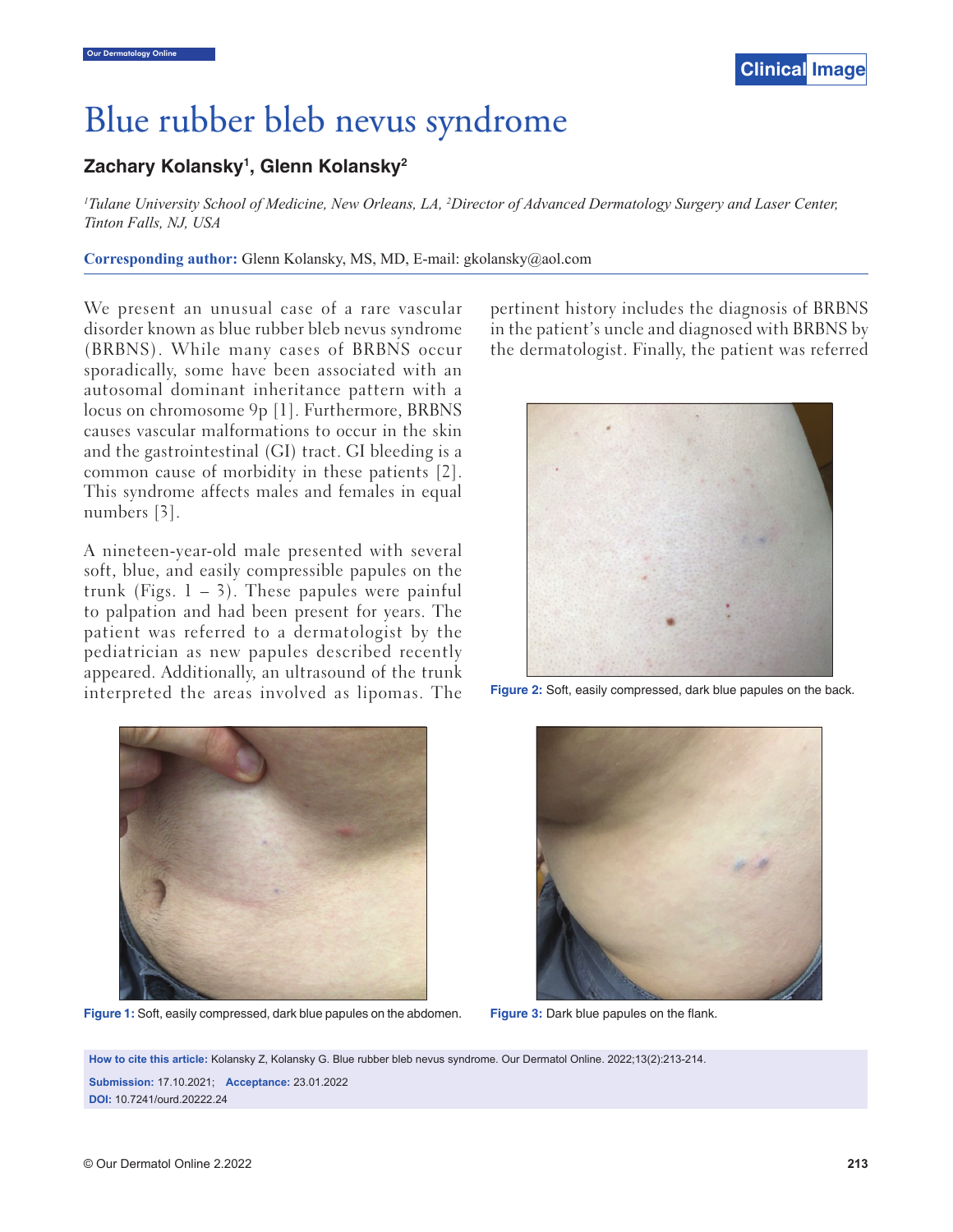# Blue rubber bleb nevus syndrome

**Zachary Kolansky[1], Glenn Kolansky[2]**

*[1]Tulane University School of Medicine, New Orleans, LA, [2]Director of Advanced Dermatology Surgery and Laser Center, Tinton Falls, NJ, USA*

**Corresponding author:** Glenn Kolansky, MS, MD, E-mail: gkolansky@aol.com

We present an unusual case of a rare vascular disorder known as blue rubber bleb nevus syndrome (BRBNS). While many cases of BRBNS occur sporadically, some have been associated with an autosomal dominant inheritance pattern with a locus on chromosome 9p [1]. Furthermore, BRBNS causes vascular malformations to occur in the skin and the gastrointestinal (GI) tract. GI bleeding is a common cause of morbidity in these patients [2]. This syndrome affects males and females in equal numbers [3].

A nineteen-year-old male presented with several soft, blue, and easily compressible papules on the trunk (Figs. 1 – 3). These papules were painful to palpation and had been present for years. The patient was referred to a dermatologist by the pediatrician as new papules described recently appeared. Additionally, an ultrasound of the trunk interpreted the areas involved as lipomas. The pertinent history includes the diagnosis of BRBNS in the patient's uncle and diagnosed with BRBNS by the dermatologist. Finally, the patient was referred

Figure 2: Soft, easily compressed, dark blue papules on the back.

Figure 1: Soft, easily compressed, dark blue papules on the abdomen.

Figure 3: Dark blue papules on the flank.

**How to cite this article:** Kolansky Z, Kolansky G. Blue rubber bleb nevus syndrome. Our Dermatol Online. 2022;13(2):213-214.

**Submission:** 17.10.2021; **Acceptance:** 23.01.2022

**DOI:** 10.7241/ourd.20222.24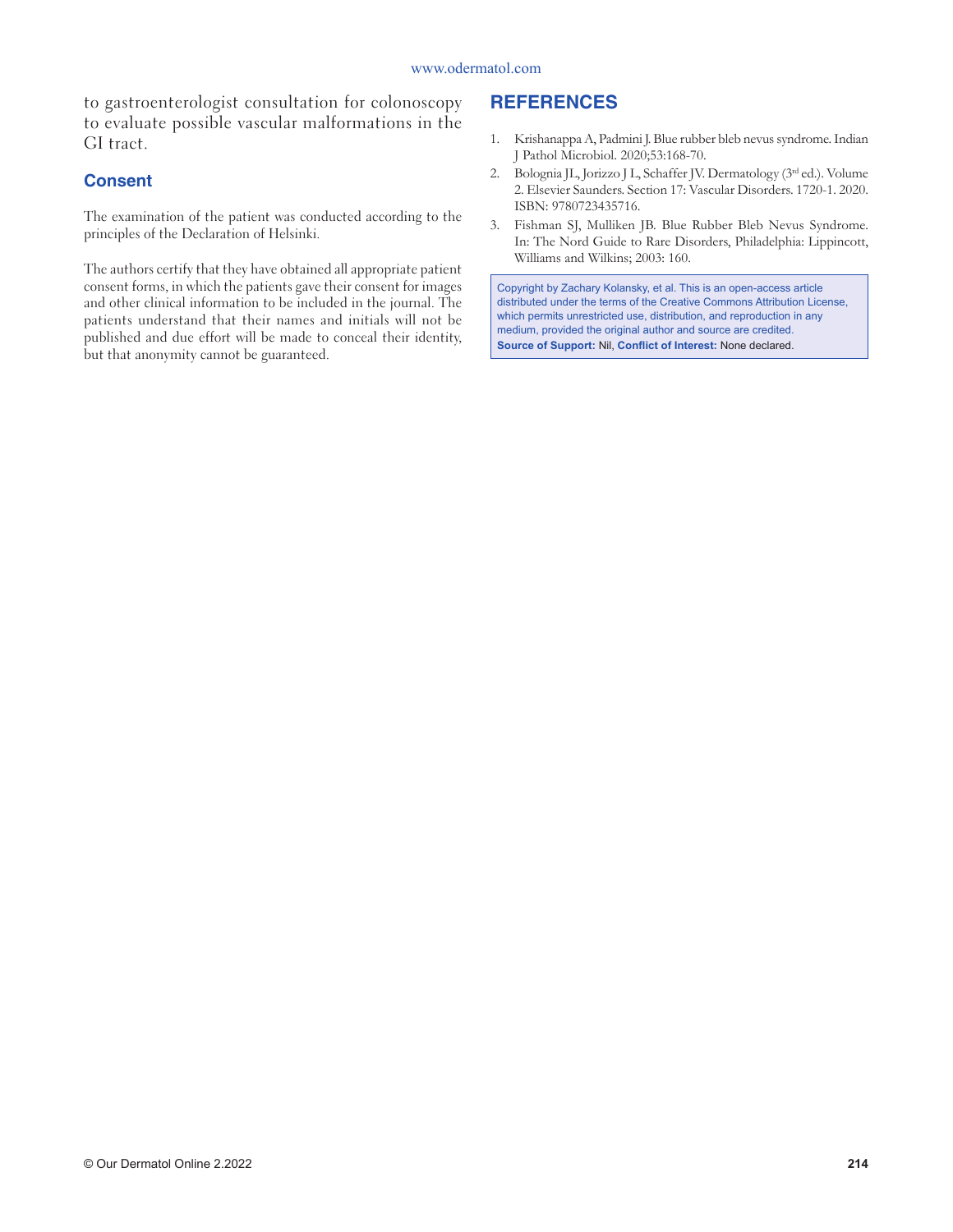to gastroenterologist consultation for colonoscopy to evaluate possible vascular malformations in the GI tract.

## Consent

The examination of the patient was conducted according to the principles of the Declaration of Helsinki.

The authors certify that they have obtained all appropriate patient consent forms, in which the patients gave their consent for images and other clinical information to be included in the journal. The patients understand that their names and initials will not be published and due effort will be made to conceal their identity, but that anonymity cannot be guaranteed.

## REFERENCES

1. Krishanappa A, Padmini J. Blue rubber bleb nevus syndrome. Indian J Pathol Microbiol. 2020;53:168-70.
2. Bolognia JL, Jorizzo J L, Schaffer JV. Dermatology (3rd ed.). Volume 2. Elsevier Saunders. Section 17: Vascular Disorders. 1720-1. 2020. ISBN: 9780723435716.
3. Fishman SJ, Mulliken JB. Blue Rubber Bleb Nevus Syndrome. In: The Nord Guide to Rare Disorders, Philadelphia: Lippincott, Williams and Wilkins; 2003: 160.

Copyright by Zachary Kolansky, et al. This is an open-access article distributed under the terms of the Creative Commons Attribution License, which permits unrestricted use, distribution, and reproduction in any medium, provided the original author and source are credited.
**Source of Support:** Nil, **Conflict of Interest:** None declared.